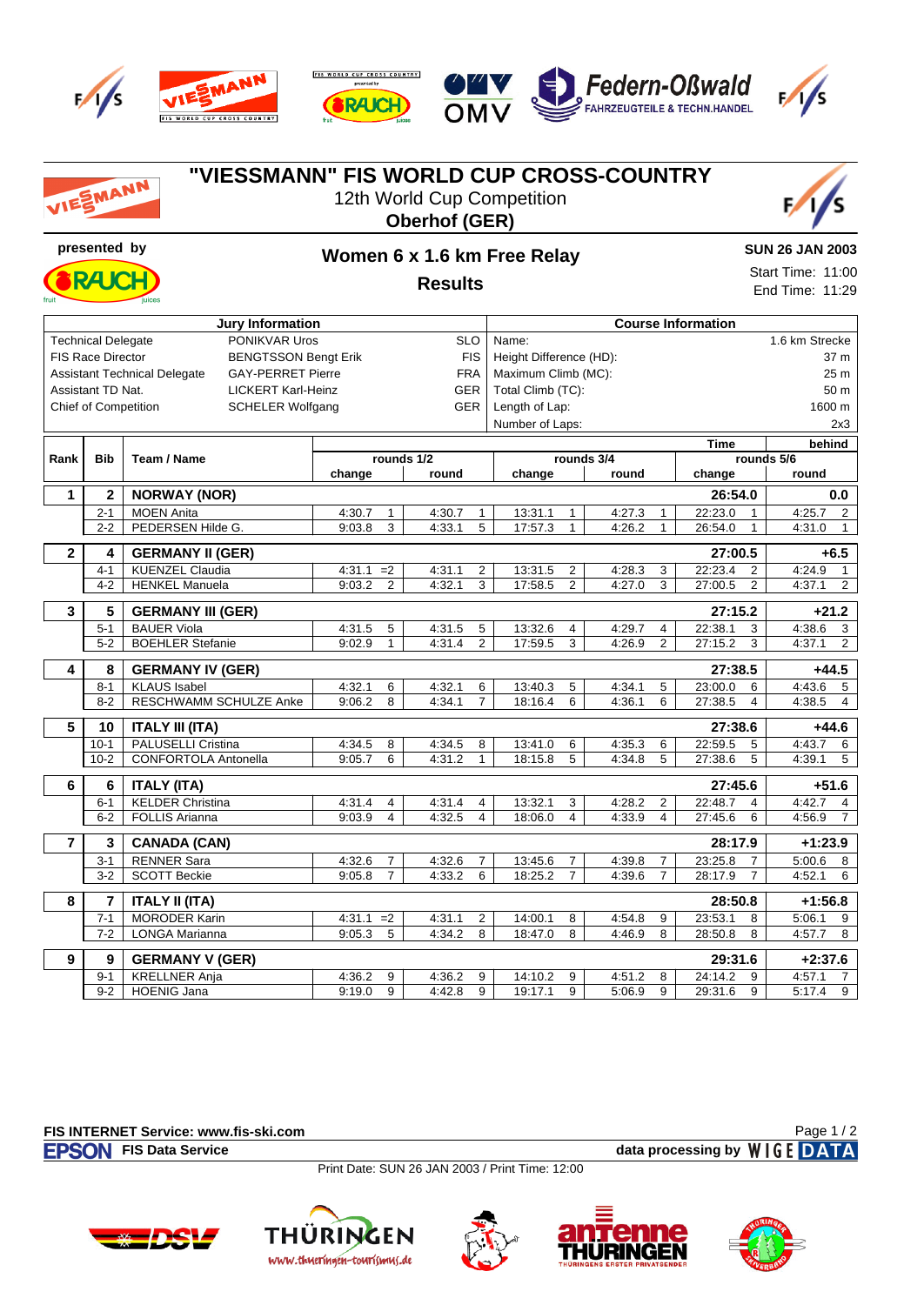# "VIESSMANN" FIS WORLD CUP CROSS-COUNTRY

12th World Cup Competition

**Oberhof (GER)**

**presented by**

## Women 6 x 1.6 km Free Relay

**Results**

**SUN 26 JAN 2003**

Start Time: 11:00
End Time: 11:29

| Jury Information | | |
|---|---|---|
| Technical Delegate | PONIKVAR Uros | SLO |
| FIS Race Director | BENGTSSON Bengt Erik | FIS |
| Assistant Technical Delegate | GAY-PERRET Pierre | FRA |
| Assistant TD Nat. | LICKERT Karl-Heinz | GER |
| Chief of Competition | SCHELER Wolfgang | GER |

| Course Information | |
|---|---|
| Name: | 1.6 km Strecke |
| Height Difference (HD): | 37 m |
| Maximum Climb (MC): | 25 m |
| Total Climb (TC): | 50 m |
| Length of Lap: | 1600 m |
| Number of Laps: | 2x3 |

| Rank | Bib | Team / Name | rounds 1/2 change | | rounds 1/2 round | | rounds 3/4 change | | rounds 3/4 round | | rounds 5/6 change (Time) | | rounds 5/6 round (behind) | |
|---|---|---|---|---|---|---|---|---|---|---|---|---|---|---|
| **1** | **2** | **NORWAY (NOR)** | | | | | | | | | **26:54.0** | | **0.0** | |
| | 2-1 | MOEN Anita | 4:30.7 | 1 | 4:30.7 | 1 | 13:31.1 | 1 | 4:27.3 | 1 | 22:23.0 | 1 | 4:25.7 | 2 |
| | 2-2 | PEDERSEN Hilde G. | 9:03.8 | 3 | 4:33.1 | 5 | 17:57.3 | 1 | 4:26.2 | 1 | 26:54.0 | 1 | 4:31.0 | 1 |
| **2** | **4** | **GERMANY II (GER)** | | | | | | | | | **27:00.5** | | **+6.5** | |
| | 4-1 | KUENZEL Claudia | 4:31.1 | =2 | 4:31.1 | 2 | 13:31.5 | 2 | 4:28.3 | 3 | 22:23.4 | 2 | 4:24.9 | 1 |
| | 4-2 | HENKEL Manuela | 9:03.2 | 2 | 4:32.1 | 3 | 17:58.5 | 2 | 4:27.0 | 3 | 27:00.5 | 2 | 4:37.1 | 2 |
| **3** | **5** | **GERMANY III (GER)** | | | | | | | | | **27:15.2** | | **+21.2** | |
| | 5-1 | BAUER Viola | 4:31.5 | 5 | 4:31.5 | 5 | 13:32.6 | 4 | 4:29.7 | 4 | 22:38.1 | 3 | 4:38.6 | 3 |
| | 5-2 | BOEHLER Stefanie | 9:02.9 | 1 | 4:31.4 | 2 | 17:59.5 | 3 | 4:26.9 | 2 | 27:15.2 | 3 | 4:37.1 | 2 |
| **4** | **8** | **GERMANY IV (GER)** | | | | | | | | | **27:38.5** | | **+44.5** | |
| | 8-1 | KLAUS Isabel | 4:32.1 | 6 | 4:32.1 | 6 | 13:40.3 | 5 | 4:34.1 | 5 | 23:00.0 | 6 | 4:43.6 | 5 |
| | 8-2 | RESCHWAMM SCHULZE Anke | 9:06.2 | 8 | 4:34.1 | 7 | 18:16.4 | 6 | 4:36.1 | 6 | 27:38.5 | 4 | 4:38.5 | 4 |
| **5** | **10** | **ITALY III (ITA)** | | | | | | | | | **27:38.6** | | **+44.6** | |
| | 10-1 | PALUSELLI Cristina | 4:34.5 | 8 | 4:34.5 | 8 | 13:41.0 | 6 | 4:35.3 | 6 | 22:59.5 | 5 | 4:43.7 | 6 |
| | 10-2 | CONFORTOLA Antonella | 9:05.7 | 6 | 4:31.2 | 1 | 18:15.8 | 5 | 4:34.8 | 5 | 27:38.6 | 5 | 4:39.1 | 5 |
| **6** | **6** | **ITALY (ITA)** | | | | | | | | | **27:45.6** | | **+51.6** | |
| | 6-1 | KELDER Christina | 4:31.4 | 4 | 4:31.4 | 4 | 13:32.1 | 3 | 4:28.2 | 2 | 22:48.7 | 4 | 4:42.7 | 4 |
| | 6-2 | FOLLIS Arianna | 9:03.9 | 4 | 4:32.5 | 4 | 18:06.0 | 4 | 4:33.9 | 4 | 27:45.6 | 6 | 4:56.9 | 7 |
| **7** | **3** | **CANADA (CAN)** | | | | | | | | | **28:17.9** | | **+1:23.9** | |
| | 3-1 | RENNER Sara | 4:32.6 | 7 | 4:32.6 | 7 | 13:45.6 | 7 | 4:39.8 | 7 | 23:25.8 | 7 | 5:00.6 | 8 |
| | 3-2 | SCOTT Beckie | 9:05.8 | 7 | 4:33.2 | 6 | 18:25.2 | 7 | 4:39.6 | 7 | 28:17.9 | 7 | 4:52.1 | 6 |
| **8** | **7** | **ITALY II (ITA)** | | | | | | | | | **28:50.8** | | **+1:56.8** | |
| | 7-1 | MORODER Karin | 4:31.1 | =2 | 4:31.1 | 2 | 14:00.1 | 8 | 4:54.8 | 9 | 23:53.1 | 8 | 5:06.1 | 9 |
| | 7-2 | LONGA Marianna | 9:05.3 | 5 | 4:34.2 | 8 | 18:47.0 | 8 | 4:46.9 | 8 | 28:50.8 | 8 | 4:57.7 | 8 |
| **9** | **9** | **GERMANY V (GER)** | | | | | | | | | **29:31.6** | | **+2:37.6** | |
| | 9-1 | KRELLNER Anja | 4:36.2 | 9 | 4:36.2 | 9 | 14:10.2 | 9 | 4:51.2 | 8 | 24:14.2 | 9 | 4:57.1 | 7 |
| | 9-2 | HOENIG Jana | 9:19.0 | 9 | 4:42.8 | 9 | 19:17.1 | 9 | 5:06.9 | 9 | 29:31.6 | 9 | 5:17.4 | 9 |

**FIS INTERNET Service: www.fis-ski.com**

**FIS Data Service** — **data processing by WIGE DATA**

Print Date: SUN 26 JAN 2003 / Print Time: 12:00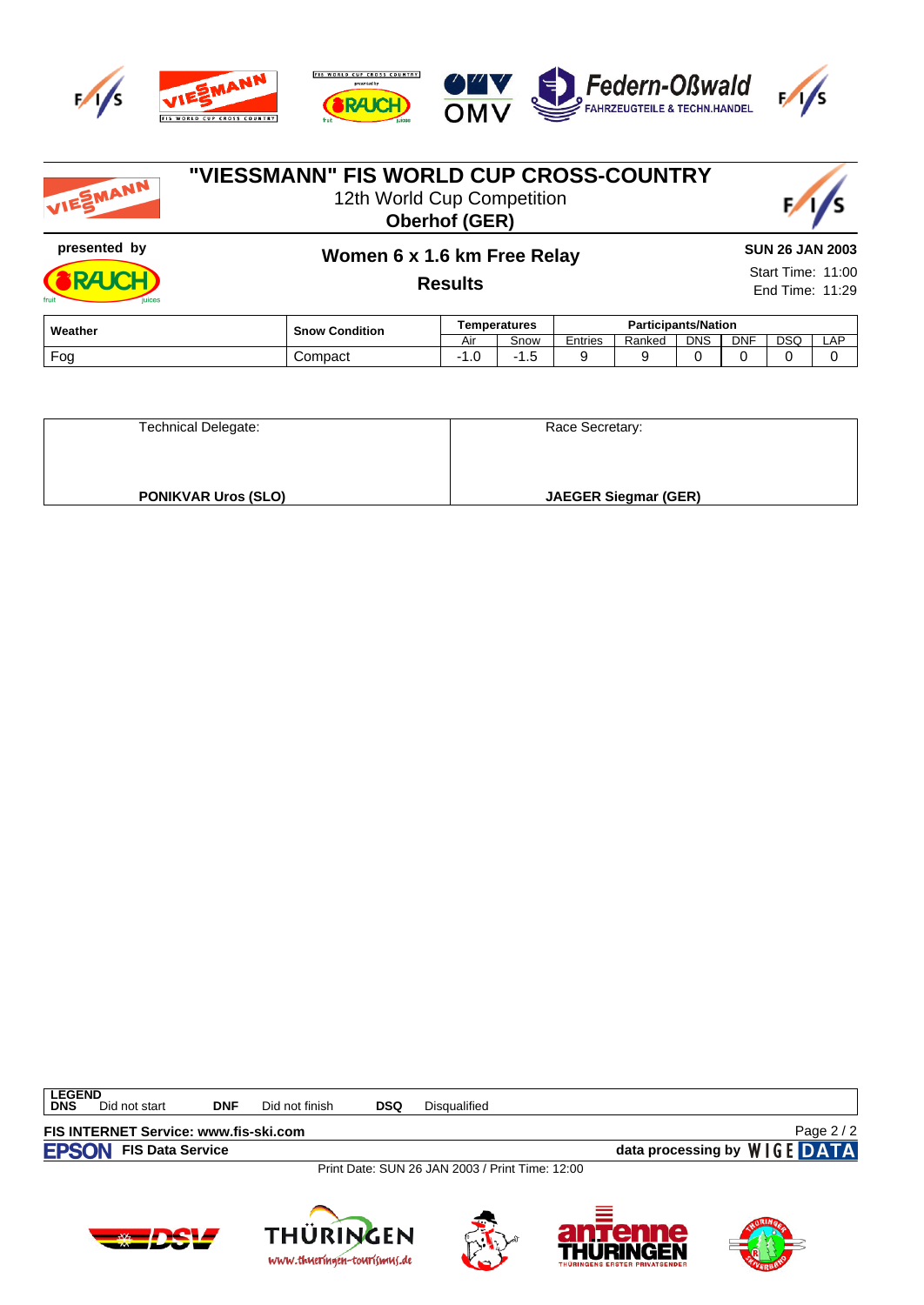# "VIESSMANN" FIS WORLD CUP CROSS-COUNTRY

12th World Cup Competition

**Oberhof (GER)**

**presented by**

## Women 6 x 1.6 km Free Relay

**SUN 26 JAN 2003**

Start Time: 11:00

End Time: 11:29

## Results

| Weather | Snow Condition | Temperatures | | Participants/Nation | | | | | |
|---|---|---|---|---|---|---|---|---|---|
| | | Air | Snow | Entries | Ranked | DNS | DNF | DSQ | LAP |
| Fog | Compact | -1.0 | -1.5 | 9 | 9 | 0 | 0 | 0 | 0 |

| Technical Delegate: | Race Secretary: |
|---|---|
| **PONIKVAR Uros (SLO)** | **JAEGER Siegmar (GER)** |

**LEGEND**

**DNS** Did not start **DNF** Did not finish **DSQ** Disqualified

**FIS INTERNET Service: www.fis-ski.com**

**EPSON FIS Data Service** **data processing by WIGE DATA**

Print Date: SUN 26 JAN 2003 / Print Time: 12:00